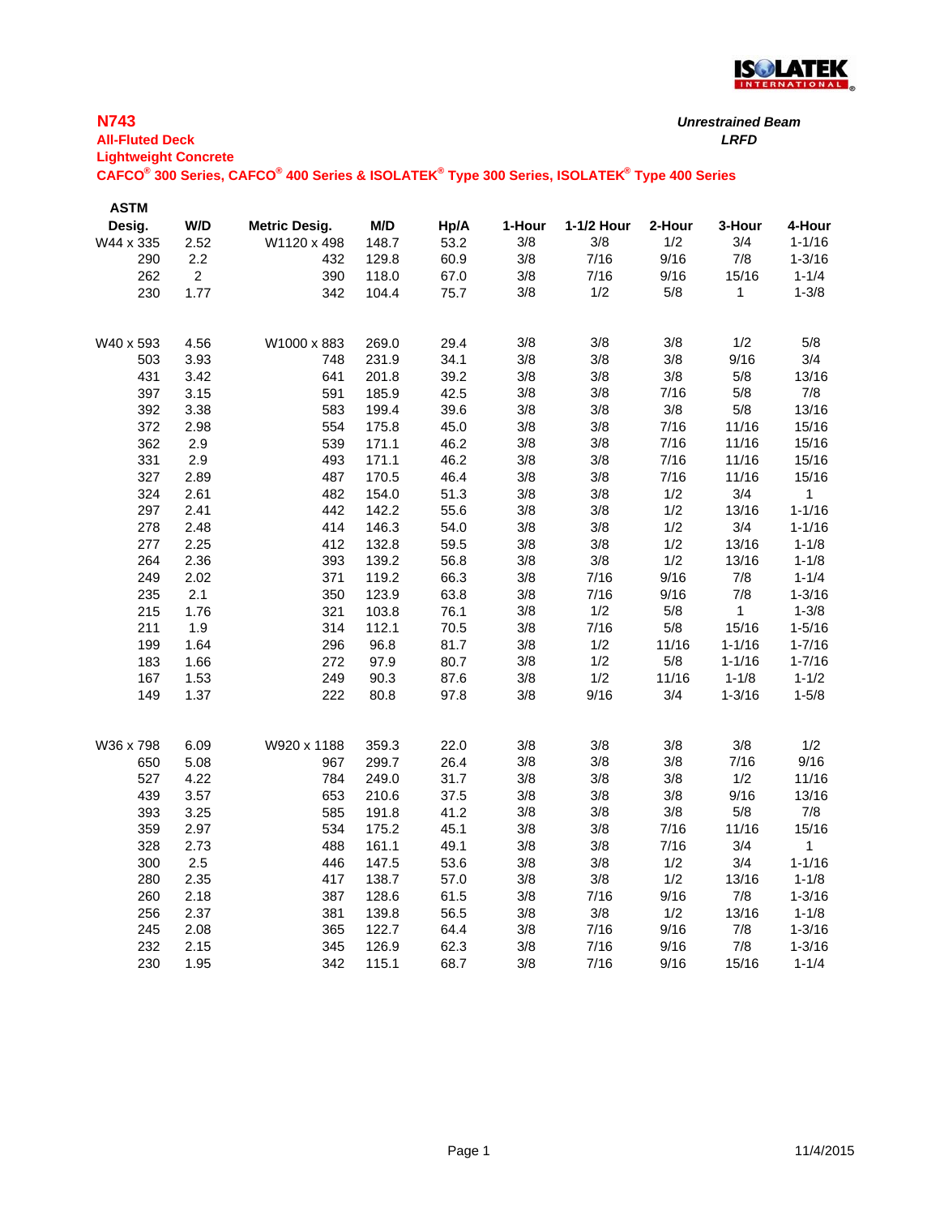ISOLATEK INTERNATIONAL

# N743

**All-Fluted Deck**
**Lightweight Concrete**
**CAFCO® 300 Series, CAFCO® 400 Series & ISOLATEK® Type 300 Series, ISOLATEK® Type 400 Series**

***Unrestrained Beam***
***LRFD***

| ASTM Desig. | W/D | Metric Desig. | M/D | Hp/A | 1-Hour | 1-1/2 Hour | 2-Hour | 3-Hour | 4-Hour |
|---|---|---|---|---|---|---|---|---|---|
| W44 x 335 | 2.52 | W1120 x 498 | 148.7 | 53.2 | 3/8 | 3/8 | 1/2 | 3/4 | 1-1/16 |
| 290 | 2.2 | 432 | 129.8 | 60.9 | 3/8 | 7/16 | 9/16 | 7/8 | 1-3/16 |
| 262 | 2 | 390 | 118.0 | 67.0 | 3/8 | 7/16 | 9/16 | 15/16 | 1-1/4 |
| 230 | 1.77 | 342 | 104.4 | 75.7 | 3/8 | 1/2 | 5/8 | 1 | 1-3/8 |
| | | | | | | | | | |
| W40 x 593 | 4.56 | W1000 x 883 | 269.0 | 29.4 | 3/8 | 3/8 | 3/8 | 1/2 | 5/8 |
| 503 | 3.93 | 748 | 231.9 | 34.1 | 3/8 | 3/8 | 3/8 | 9/16 | 3/4 |
| 431 | 3.42 | 641 | 201.8 | 39.2 | 3/8 | 3/8 | 3/8 | 5/8 | 13/16 |
| 397 | 3.15 | 591 | 185.9 | 42.5 | 3/8 | 3/8 | 7/16 | 5/8 | 7/8 |
| 392 | 3.38 | 583 | 199.4 | 39.6 | 3/8 | 3/8 | 3/8 | 5/8 | 13/16 |
| 372 | 2.98 | 554 | 175.8 | 45.0 | 3/8 | 3/8 | 7/16 | 11/16 | 15/16 |
| 362 | 2.9 | 539 | 171.1 | 46.2 | 3/8 | 3/8 | 7/16 | 11/16 | 15/16 |
| 331 | 2.9 | 493 | 171.1 | 46.2 | 3/8 | 3/8 | 7/16 | 11/16 | 15/16 |
| 327 | 2.89 | 487 | 170.5 | 46.4 | 3/8 | 3/8 | 7/16 | 11/16 | 15/16 |
| 324 | 2.61 | 482 | 154.0 | 51.3 | 3/8 | 3/8 | 1/2 | 3/4 | 1 |
| 297 | 2.41 | 442 | 142.2 | 55.6 | 3/8 | 3/8 | 1/2 | 13/16 | 1-1/16 |
| 278 | 2.48 | 414 | 146.3 | 54.0 | 3/8 | 3/8 | 1/2 | 3/4 | 1-1/16 |
| 277 | 2.25 | 412 | 132.8 | 59.5 | 3/8 | 3/8 | 1/2 | 13/16 | 1-1/8 |
| 264 | 2.36 | 393 | 139.2 | 56.8 | 3/8 | 3/8 | 1/2 | 13/16 | 1-1/8 |
| 249 | 2.02 | 371 | 119.2 | 66.3 | 3/8 | 7/16 | 9/16 | 7/8 | 1-1/4 |
| 235 | 2.1 | 350 | 123.9 | 63.8 | 3/8 | 7/16 | 9/16 | 7/8 | 1-3/16 |
| 215 | 1.76 | 321 | 103.8 | 76.1 | 3/8 | 1/2 | 5/8 | 1 | 1-3/8 |
| 211 | 1.9 | 314 | 112.1 | 70.5 | 3/8 | 7/16 | 5/8 | 15/16 | 1-5/16 |
| 199 | 1.64 | 296 | 96.8 | 81.7 | 3/8 | 1/2 | 11/16 | 1-1/16 | 1-7/16 |
| 183 | 1.66 | 272 | 97.9 | 80.7 | 3/8 | 1/2 | 5/8 | 1-1/16 | 1-7/16 |
| 167 | 1.53 | 249 | 90.3 | 87.6 | 3/8 | 1/2 | 11/16 | 1-1/8 | 1-1/2 |
| 149 | 1.37 | 222 | 80.8 | 97.8 | 3/8 | 9/16 | 3/4 | 1-3/16 | 1-5/8 |
| | | | | | | | | | |
| W36 x 798 | 6.09 | W920 x 1188 | 359.3 | 22.0 | 3/8 | 3/8 | 3/8 | 3/8 | 1/2 |
| 650 | 5.08 | 967 | 299.7 | 26.4 | 3/8 | 3/8 | 3/8 | 7/16 | 9/16 |
| 527 | 4.22 | 784 | 249.0 | 31.7 | 3/8 | 3/8 | 3/8 | 1/2 | 11/16 |
| 439 | 3.57 | 653 | 210.6 | 37.5 | 3/8 | 3/8 | 3/8 | 9/16 | 13/16 |
| 393 | 3.25 | 585 | 191.8 | 41.2 | 3/8 | 3/8 | 3/8 | 5/8 | 7/8 |
| 359 | 2.97 | 534 | 175.2 | 45.1 | 3/8 | 3/8 | 7/16 | 11/16 | 15/16 |
| 328 | 2.73 | 488 | 161.1 | 49.1 | 3/8 | 3/8 | 7/16 | 3/4 | 1 |
| 300 | 2.5 | 446 | 147.5 | 53.6 | 3/8 | 3/8 | 1/2 | 3/4 | 1-1/16 |
| 280 | 2.35 | 417 | 138.7 | 57.0 | 3/8 | 3/8 | 1/2 | 13/16 | 1-1/8 |
| 260 | 2.18 | 387 | 128.6 | 61.5 | 3/8 | 7/16 | 9/16 | 7/8 | 1-3/16 |
| 256 | 2.37 | 381 | 139.8 | 56.5 | 3/8 | 3/8 | 1/2 | 13/16 | 1-1/8 |
| 245 | 2.08 | 365 | 122.7 | 64.4 | 3/8 | 7/16 | 9/16 | 7/8 | 1-3/16 |
| 232 | 2.15 | 345 | 126.9 | 62.3 | 3/8 | 7/16 | 9/16 | 7/8 | 1-3/16 |
| 230 | 1.95 | 342 | 115.1 | 68.7 | 3/8 | 7/16 | 9/16 | 15/16 | 1-1/4 |

11/4/2015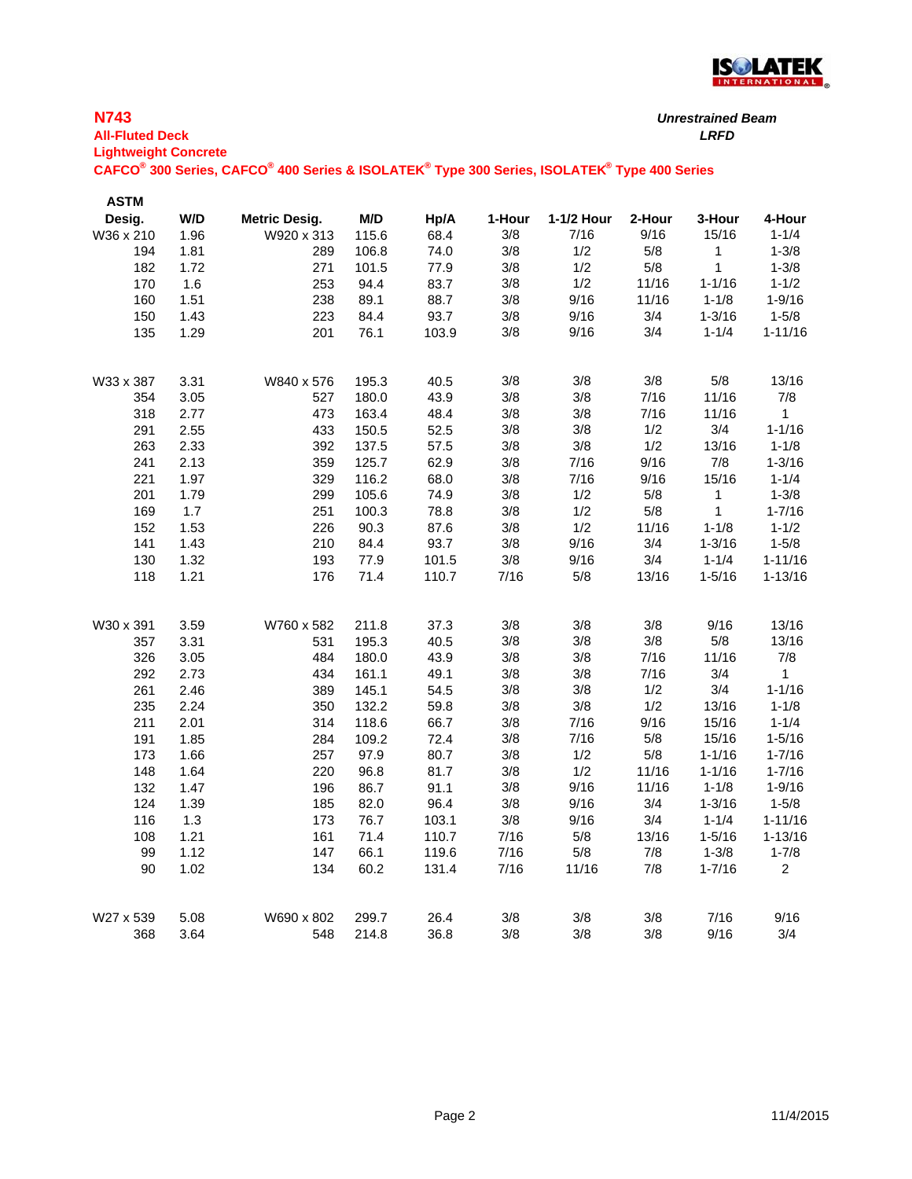## N743

**All-Fluted Deck**

**Lightweight Concrete**

**CAFCO® 300 Series, CAFCO® 400 Series & ISOLATEK® Type 300 Series, ISOLATEK® Type 400 Series**

***Unrestrained Beam***

***LRFD***

| ASTM Desig. | W/D | Metric Desig. | M/D | Hp/A | 1-Hour | 1-1/2 Hour | 2-Hour | 3-Hour | 4-Hour |
|---|---|---|---|---|---|---|---|---|---|
| W36 x 210 | 1.96 | W920 x 313 | 115.6 | 68.4 | 3/8 | 7/16 | 9/16 | 15/16 | 1-1/4 |
| 194 | 1.81 | 289 | 106.8 | 74.0 | 3/8 | 1/2 | 5/8 | 1 | 1-3/8 |
| 182 | 1.72 | 271 | 101.5 | 77.9 | 3/8 | 1/2 | 5/8 | 1 | 1-3/8 |
| 170 | 1.6 | 253 | 94.4 | 83.7 | 3/8 | 1/2 | 11/16 | 1-1/16 | 1-1/2 |
| 160 | 1.51 | 238 | 89.1 | 88.7 | 3/8 | 9/16 | 11/16 | 1-1/8 | 1-9/16 |
| 150 | 1.43 | 223 | 84.4 | 93.7 | 3/8 | 9/16 | 3/4 | 1-3/16 | 1-5/8 |
| 135 | 1.29 | 201 | 76.1 | 103.9 | 3/8 | 9/16 | 3/4 | 1-1/4 | 1-11/16 |
| | | | | | | | | | |
| W33 x 387 | 3.31 | W840 x 576 | 195.3 | 40.5 | 3/8 | 3/8 | 3/8 | 5/8 | 13/16 |
| 354 | 3.05 | 527 | 180.0 | 43.9 | 3/8 | 3/8 | 7/16 | 11/16 | 7/8 |
| 318 | 2.77 | 473 | 163.4 | 48.4 | 3/8 | 3/8 | 7/16 | 11/16 | 1 |
| 291 | 2.55 | 433 | 150.5 | 52.5 | 3/8 | 3/8 | 1/2 | 3/4 | 1-1/16 |
| 263 | 2.33 | 392 | 137.5 | 57.5 | 3/8 | 3/8 | 1/2 | 13/16 | 1-1/8 |
| 241 | 2.13 | 359 | 125.7 | 62.9 | 3/8 | 7/16 | 9/16 | 7/8 | 1-3/16 |
| 221 | 1.97 | 329 | 116.2 | 68.0 | 3/8 | 7/16 | 9/16 | 15/16 | 1-1/4 |
| 201 | 1.79 | 299 | 105.6 | 74.9 | 3/8 | 1/2 | 5/8 | 1 | 1-3/8 |
| 169 | 1.7 | 251 | 100.3 | 78.8 | 3/8 | 1/2 | 5/8 | 1 | 1-7/16 |
| 152 | 1.53 | 226 | 90.3 | 87.6 | 3/8 | 1/2 | 11/16 | 1-1/8 | 1-1/2 |
| 141 | 1.43 | 210 | 84.4 | 93.7 | 3/8 | 9/16 | 3/4 | 1-3/16 | 1-5/8 |
| 130 | 1.32 | 193 | 77.9 | 101.5 | 3/8 | 9/16 | 3/4 | 1-1/4 | 1-11/16 |
| 118 | 1.21 | 176 | 71.4 | 110.7 | 7/16 | 5/8 | 13/16 | 1-5/16 | 1-13/16 |
| | | | | | | | | | |
| W30 x 391 | 3.59 | W760 x 582 | 211.8 | 37.3 | 3/8 | 3/8 | 3/8 | 9/16 | 13/16 |
| 357 | 3.31 | 531 | 195.3 | 40.5 | 3/8 | 3/8 | 3/8 | 5/8 | 13/16 |
| 326 | 3.05 | 484 | 180.0 | 43.9 | 3/8 | 3/8 | 7/16 | 11/16 | 7/8 |
| 292 | 2.73 | 434 | 161.1 | 49.1 | 3/8 | 3/8 | 7/16 | 3/4 | 1 |
| 261 | 2.46 | 389 | 145.1 | 54.5 | 3/8 | 3/8 | 1/2 | 3/4 | 1-1/16 |
| 235 | 2.24 | 350 | 132.2 | 59.8 | 3/8 | 3/8 | 1/2 | 13/16 | 1-1/8 |
| 211 | 2.01 | 314 | 118.6 | 66.7 | 3/8 | 7/16 | 9/16 | 15/16 | 1-1/4 |
| 191 | 1.85 | 284 | 109.2 | 72.4 | 3/8 | 7/16 | 5/8 | 15/16 | 1-5/16 |
| 173 | 1.66 | 257 | 97.9 | 80.7 | 3/8 | 1/2 | 5/8 | 1-1/16 | 1-7/16 |
| 148 | 1.64 | 220 | 96.8 | 81.7 | 3/8 | 1/2 | 11/16 | 1-1/16 | 1-7/16 |
| 132 | 1.47 | 196 | 86.7 | 91.1 | 3/8 | 9/16 | 11/16 | 1-1/8 | 1-9/16 |
| 124 | 1.39 | 185 | 82.0 | 96.4 | 3/8 | 9/16 | 3/4 | 1-3/16 | 1-5/8 |
| 116 | 1.3 | 173 | 76.7 | 103.1 | 3/8 | 9/16 | 3/4 | 1-1/4 | 1-11/16 |
| 108 | 1.21 | 161 | 71.4 | 110.7 | 7/16 | 5/8 | 13/16 | 1-5/16 | 1-13/16 |
| 99 | 1.12 | 147 | 66.1 | 119.6 | 7/16 | 5/8 | 7/8 | 1-3/8 | 1-7/8 |
| 90 | 1.02 | 134 | 60.2 | 131.4 | 7/16 | 11/16 | 7/8 | 1-7/16 | 2 |
| | | | | | | | | | |
| W27 x 539 | 5.08 | W690 x 802 | 299.7 | 26.4 | 3/8 | 3/8 | 3/8 | 7/16 | 9/16 |
| 368 | 3.64 | 548 | 214.8 | 36.8 | 3/8 | 3/8 | 3/8 | 9/16 | 3/4 |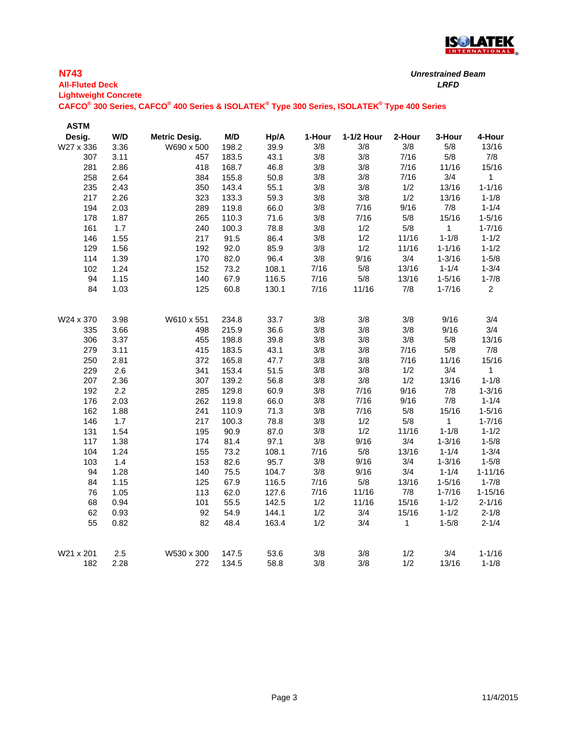**N743**

**All-Fluted Deck**

**Lightweight Concrete**

**CAFCO® 300 Series, CAFCO® 400 Series & ISOLATEK® Type 300 Series, ISOLATEK® Type 400 Series**

***Unrestrained Beam***

***LRFD***

| ASTM Desig. | W/D | Metric Desig. | M/D | Hp/A | 1-Hour | 1-1/2 Hour | 2-Hour | 3-Hour | 4-Hour |
|---|---|---|---|---|---|---|---|---|---|
| W27 x 336 | 3.36 | W690 x 500 | 198.2 | 39.9 | 3/8 | 3/8 | 3/8 | 5/8 | 13/16 |
| 307 | 3.11 | 457 | 183.5 | 43.1 | 3/8 | 3/8 | 7/16 | 5/8 | 7/8 |
| 281 | 2.86 | 418 | 168.7 | 46.8 | 3/8 | 3/8 | 7/16 | 11/16 | 15/16 |
| 258 | 2.64 | 384 | 155.8 | 50.8 | 3/8 | 3/8 | 7/16 | 3/4 | 1 |
| 235 | 2.43 | 350 | 143.4 | 55.1 | 3/8 | 3/8 | 1/2 | 13/16 | 1-1/16 |
| 217 | 2.26 | 323 | 133.3 | 59.3 | 3/8 | 3/8 | 1/2 | 13/16 | 1-1/8 |
| 194 | 2.03 | 289 | 119.8 | 66.0 | 3/8 | 7/16 | 9/16 | 7/8 | 1-1/4 |
| 178 | 1.87 | 265 | 110.3 | 71.6 | 3/8 | 7/16 | 5/8 | 15/16 | 1-5/16 |
| 161 | 1.7 | 240 | 100.3 | 78.8 | 3/8 | 1/2 | 5/8 | 1 | 1-7/16 |
| 146 | 1.55 | 217 | 91.5 | 86.4 | 3/8 | 1/2 | 11/16 | 1-1/8 | 1-1/2 |
| 129 | 1.56 | 192 | 92.0 | 85.9 | 3/8 | 1/2 | 11/16 | 1-1/16 | 1-1/2 |
| 114 | 1.39 | 170 | 82.0 | 96.4 | 3/8 | 9/16 | 3/4 | 1-3/16 | 1-5/8 |
| 102 | 1.24 | 152 | 73.2 | 108.1 | 7/16 | 5/8 | 13/16 | 1-1/4 | 1-3/4 |
| 94 | 1.15 | 140 | 67.9 | 116.5 | 7/16 | 5/8 | 13/16 | 1-5/16 | 1-7/8 |
| 84 | 1.03 | 125 | 60.8 | 130.1 | 7/16 | 11/16 | 7/8 | 1-7/16 | 2 |
| | | | | | | | | | |
| W24 x 370 | 3.98 | W610 x 551 | 234.8 | 33.7 | 3/8 | 3/8 | 3/8 | 9/16 | 3/4 |
| 335 | 3.66 | 498 | 215.9 | 36.6 | 3/8 | 3/8 | 3/8 | 9/16 | 3/4 |
| 306 | 3.37 | 455 | 198.8 | 39.8 | 3/8 | 3/8 | 3/8 | 5/8 | 13/16 |
| 279 | 3.11 | 415 | 183.5 | 43.1 | 3/8 | 3/8 | 7/16 | 5/8 | 7/8 |
| 250 | 2.81 | 372 | 165.8 | 47.7 | 3/8 | 3/8 | 7/16 | 11/16 | 15/16 |
| 229 | 2.6 | 341 | 153.4 | 51.5 | 3/8 | 3/8 | 1/2 | 3/4 | 1 |
| 207 | 2.36 | 307 | 139.2 | 56.8 | 3/8 | 3/8 | 1/2 | 13/16 | 1-1/8 |
| 192 | 2.2 | 285 | 129.8 | 60.9 | 3/8 | 7/16 | 9/16 | 7/8 | 1-3/16 |
| 176 | 2.03 | 262 | 119.8 | 66.0 | 3/8 | 7/16 | 9/16 | 7/8 | 1-1/4 |
| 162 | 1.88 | 241 | 110.9 | 71.3 | 3/8 | 7/16 | 5/8 | 15/16 | 1-5/16 |
| 146 | 1.7 | 217 | 100.3 | 78.8 | 3/8 | 1/2 | 5/8 | 1 | 1-7/16 |
| 131 | 1.54 | 195 | 90.9 | 87.0 | 3/8 | 1/2 | 11/16 | 1-1/8 | 1-1/2 |
| 117 | 1.38 | 174 | 81.4 | 97.1 | 3/8 | 9/16 | 3/4 | 1-3/16 | 1-5/8 |
| 104 | 1.24 | 155 | 73.2 | 108.1 | 7/16 | 5/8 | 13/16 | 1-1/4 | 1-3/4 |
| 103 | 1.4 | 153 | 82.6 | 95.7 | 3/8 | 9/16 | 3/4 | 1-3/16 | 1-5/8 |
| 94 | 1.28 | 140 | 75.5 | 104.7 | 3/8 | 9/16 | 3/4 | 1-1/4 | 1-11/16 |
| 84 | 1.15 | 125 | 67.9 | 116.5 | 7/16 | 5/8 | 13/16 | 1-5/16 | 1-7/8 |
| 76 | 1.05 | 113 | 62.0 | 127.6 | 7/16 | 11/16 | 7/8 | 1-7/16 | 1-15/16 |
| 68 | 0.94 | 101 | 55.5 | 142.5 | 1/2 | 11/16 | 15/16 | 1-1/2 | 2-1/16 |
| 62 | 0.93 | 92 | 54.9 | 144.1 | 1/2 | 3/4 | 15/16 | 1-1/2 | 2-1/8 |
| 55 | 0.82 | 82 | 48.4 | 163.4 | 1/2 | 3/4 | 1 | 1-5/8 | 2-1/4 |
| | | | | | | | | | |
| W21 x 201 | 2.5 | W530 x 300 | 147.5 | 53.6 | 3/8 | 3/8 | 1/2 | 3/4 | 1-1/16 |
| 182 | 2.28 | 272 | 134.5 | 58.8 | 3/8 | 3/8 | 1/2 | 13/16 | 1-1/8 |

11/4/2015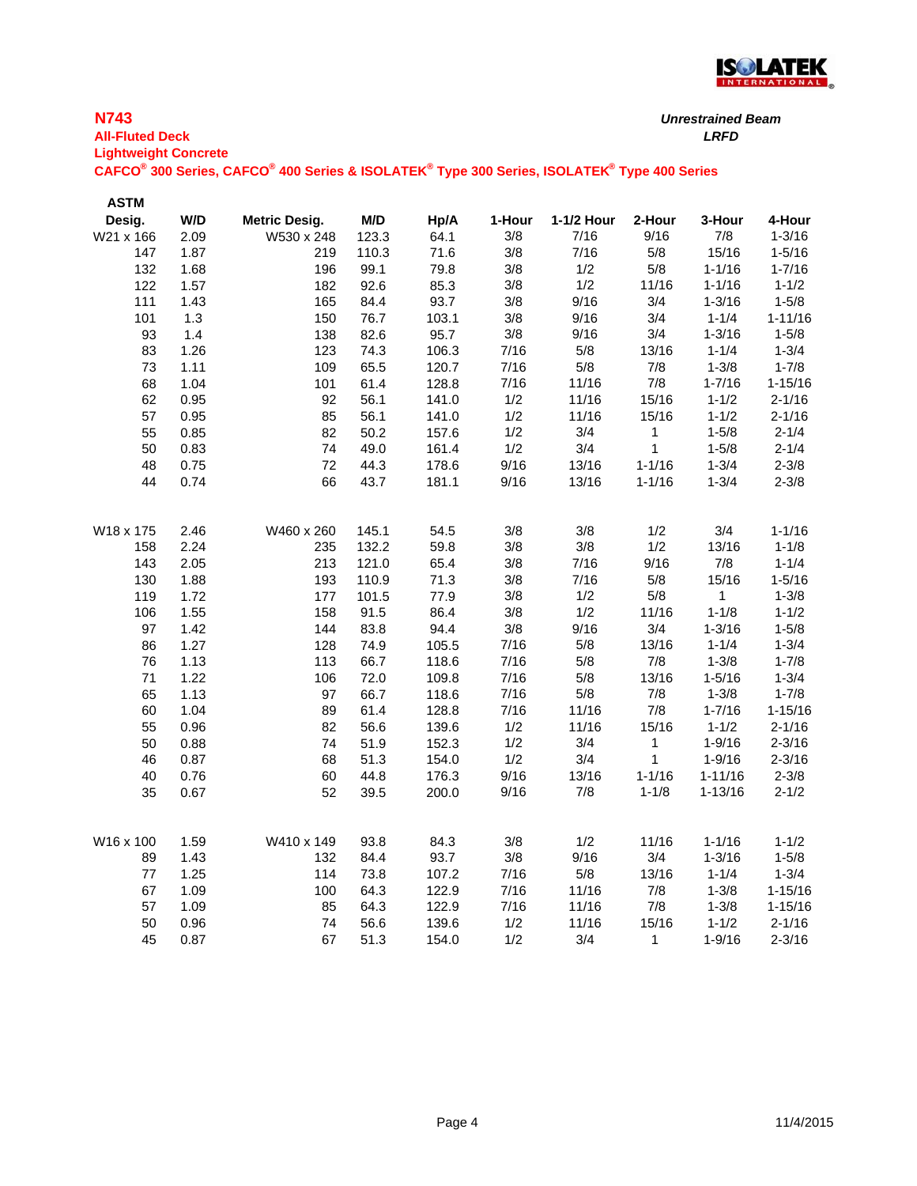## N743

**All-Fluted Deck**

**Lightweight Concrete**

**CAFCO® 300 Series, CAFCO® 400 Series & ISOLATEK® Type 300 Series, ISOLATEK® Type 400 Series**

***Unrestrained Beam***

***LRFD***

| ASTM Desig. | W/D | Metric Desig. | M/D | Hp/A | 1-Hour | 1-1/2 Hour | 2-Hour | 3-Hour | 4-Hour |
|---|---|---|---|---|---|---|---|---|---|
| W21 x 166 | 2.09 | W530 x 248 | 123.3 | 64.1 | 3/8 | 7/16 | 9/16 | 7/8 | 1-3/16 |
| 147 | 1.87 | 219 | 110.3 | 71.6 | 3/8 | 7/16 | 5/8 | 15/16 | 1-5/16 |
| 132 | 1.68 | 196 | 99.1 | 79.8 | 3/8 | 1/2 | 5/8 | 1-1/16 | 1-7/16 |
| 122 | 1.57 | 182 | 92.6 | 85.3 | 3/8 | 1/2 | 11/16 | 1-1/16 | 1-1/2 |
| 111 | 1.43 | 165 | 84.4 | 93.7 | 3/8 | 9/16 | 3/4 | 1-3/16 | 1-5/8 |
| 101 | 1.3 | 150 | 76.7 | 103.1 | 3/8 | 9/16 | 3/4 | 1-1/4 | 1-11/16 |
| 93 | 1.4 | 138 | 82.6 | 95.7 | 3/8 | 9/16 | 3/4 | 1-3/16 | 1-5/8 |
| 83 | 1.26 | 123 | 74.3 | 106.3 | 7/16 | 5/8 | 13/16 | 1-1/4 | 1-3/4 |
| 73 | 1.11 | 109 | 65.5 | 120.7 | 7/16 | 5/8 | 7/8 | 1-3/8 | 1-7/8 |
| 68 | 1.04 | 101 | 61.4 | 128.8 | 7/16 | 11/16 | 7/8 | 1-7/16 | 1-15/16 |
| 62 | 0.95 | 92 | 56.1 | 141.0 | 1/2 | 11/16 | 15/16 | 1-1/2 | 2-1/16 |
| 57 | 0.95 | 85 | 56.1 | 141.0 | 1/2 | 11/16 | 15/16 | 1-1/2 | 2-1/16 |
| 55 | 0.85 | 82 | 50.2 | 157.6 | 1/2 | 3/4 | 1 | 1-5/8 | 2-1/4 |
| 50 | 0.83 | 74 | 49.0 | 161.4 | 1/2 | 3/4 | 1 | 1-5/8 | 2-1/4 |
| 48 | 0.75 | 72 | 44.3 | 178.6 | 9/16 | 13/16 | 1-1/16 | 1-3/4 | 2-3/8 |
| 44 | 0.74 | 66 | 43.7 | 181.1 | 9/16 | 13/16 | 1-1/16 | 1-3/4 | 2-3/8 |
| | | | | | | | | | |
| W18 x 175 | 2.46 | W460 x 260 | 145.1 | 54.5 | 3/8 | 3/8 | 1/2 | 3/4 | 1-1/16 |
| 158 | 2.24 | 235 | 132.2 | 59.8 | 3/8 | 3/8 | 1/2 | 13/16 | 1-1/8 |
| 143 | 2.05 | 213 | 121.0 | 65.4 | 3/8 | 7/16 | 9/16 | 7/8 | 1-1/4 |
| 130 | 1.88 | 193 | 110.9 | 71.3 | 3/8 | 7/16 | 5/8 | 15/16 | 1-5/16 |
| 119 | 1.72 | 177 | 101.5 | 77.9 | 3/8 | 1/2 | 5/8 | 1 | 1-3/8 |
| 106 | 1.55 | 158 | 91.5 | 86.4 | 3/8 | 1/2 | 11/16 | 1-1/8 | 1-1/2 |
| 97 | 1.42 | 144 | 83.8 | 94.4 | 3/8 | 9/16 | 3/4 | 1-3/16 | 1-5/8 |
| 86 | 1.27 | 128 | 74.9 | 105.5 | 7/16 | 5/8 | 13/16 | 1-1/4 | 1-3/4 |
| 76 | 1.13 | 113 | 66.7 | 118.6 | 7/16 | 5/8 | 7/8 | 1-3/8 | 1-7/8 |
| 71 | 1.22 | 106 | 72.0 | 109.8 | 7/16 | 5/8 | 13/16 | 1-5/16 | 1-3/4 |
| 65 | 1.13 | 97 | 66.7 | 118.6 | 7/16 | 5/8 | 7/8 | 1-3/8 | 1-7/8 |
| 60 | 1.04 | 89 | 61.4 | 128.8 | 7/16 | 11/16 | 7/8 | 1-7/16 | 1-15/16 |
| 55 | 0.96 | 82 | 56.6 | 139.6 | 1/2 | 11/16 | 15/16 | 1-1/2 | 2-1/16 |
| 50 | 0.88 | 74 | 51.9 | 152.3 | 1/2 | 3/4 | 1 | 1-9/16 | 2-3/16 |
| 46 | 0.87 | 68 | 51.3 | 154.0 | 1/2 | 3/4 | 1 | 1-9/16 | 2-3/16 |
| 40 | 0.76 | 60 | 44.8 | 176.3 | 9/16 | 13/16 | 1-1/16 | 1-11/16 | 2-3/8 |
| 35 | 0.67 | 52 | 39.5 | 200.0 | 9/16 | 7/8 | 1-1/8 | 1-13/16 | 2-1/2 |
| | | | | | | | | | |
| W16 x 100 | 1.59 | W410 x 149 | 93.8 | 84.3 | 3/8 | 1/2 | 11/16 | 1-1/16 | 1-1/2 |
| 89 | 1.43 | 132 | 84.4 | 93.7 | 3/8 | 9/16 | 3/4 | 1-3/16 | 1-5/8 |
| 77 | 1.25 | 114 | 73.8 | 107.2 | 7/16 | 5/8 | 13/16 | 1-1/4 | 1-3/4 |
| 67 | 1.09 | 100 | 64.3 | 122.9 | 7/16 | 11/16 | 7/8 | 1-3/8 | 1-15/16 |
| 57 | 1.09 | 85 | 64.3 | 122.9 | 7/16 | 11/16 | 7/8 | 1-3/8 | 1-15/16 |
| 50 | 0.96 | 74 | 56.6 | 139.6 | 1/2 | 11/16 | 15/16 | 1-1/2 | 2-1/16 |
| 45 | 0.87 | 67 | 51.3 | 154.0 | 1/2 | 3/4 | 1 | 1-9/16 | 2-3/16 |

11/4/2015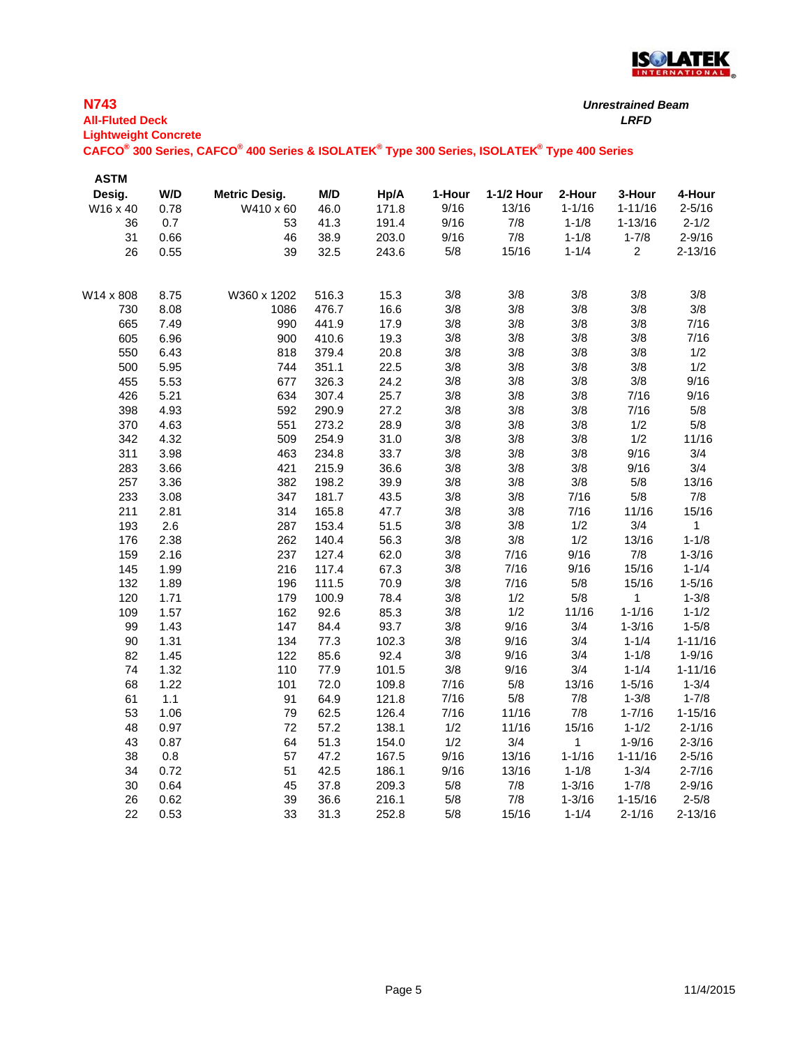# N743

**All-Fluted Deck**

**Lightweight Concrete**

**CAFCO® 300 Series, CAFCO® 400 Series & ISOLATEK® Type 300 Series, ISOLATEK® Type 400 Series**

***Unrestrained Beam***

***LRFD***

| ASTM Desig. | W/D | Metric Desig. | M/D | Hp/A | 1-Hour | 1-1/2 Hour | 2-Hour | 3-Hour | 4-Hour |
|---|---|---|---|---|---|---|---|---|---|
| W16 x 40 | 0.78 | W410 x 60 | 46.0 | 171.8 | 9/16 | 13/16 | 1-1/16 | 1-11/16 | 2-5/16 |
| 36 | 0.7 | 53 | 41.3 | 191.4 | 9/16 | 7/8 | 1-1/8 | 1-13/16 | 2-1/2 |
| 31 | 0.66 | 46 | 38.9 | 203.0 | 9/16 | 7/8 | 1-1/8 | 1-7/8 | 2-9/16 |
| 26 | 0.55 | 39 | 32.5 | 243.6 | 5/8 | 15/16 | 1-1/4 | 2 | 2-13/16 |
| | | | | | | | | | |
| W14 x 808 | 8.75 | W360 x 1202 | 516.3 | 15.3 | 3/8 | 3/8 | 3/8 | 3/8 | 3/8 |
| 730 | 8.08 | 1086 | 476.7 | 16.6 | 3/8 | 3/8 | 3/8 | 3/8 | 3/8 |
| 665 | 7.49 | 990 | 441.9 | 17.9 | 3/8 | 3/8 | 3/8 | 3/8 | 7/16 |
| 605 | 6.96 | 900 | 410.6 | 19.3 | 3/8 | 3/8 | 3/8 | 3/8 | 7/16 |
| 550 | 6.43 | 818 | 379.4 | 20.8 | 3/8 | 3/8 | 3/8 | 3/8 | 1/2 |
| 500 | 5.95 | 744 | 351.1 | 22.5 | 3/8 | 3/8 | 3/8 | 3/8 | 1/2 |
| 455 | 5.53 | 677 | 326.3 | 24.2 | 3/8 | 3/8 | 3/8 | 3/8 | 9/16 |
| 426 | 5.21 | 634 | 307.4 | 25.7 | 3/8 | 3/8 | 3/8 | 7/16 | 9/16 |
| 398 | 4.93 | 592 | 290.9 | 27.2 | 3/8 | 3/8 | 3/8 | 7/16 | 5/8 |
| 370 | 4.63 | 551 | 273.2 | 28.9 | 3/8 | 3/8 | 3/8 | 1/2 | 5/8 |
| 342 | 4.32 | 509 | 254.9 | 31.0 | 3/8 | 3/8 | 3/8 | 1/2 | 11/16 |
| 311 | 3.98 | 463 | 234.8 | 33.7 | 3/8 | 3/8 | 3/8 | 9/16 | 3/4 |
| 283 | 3.66 | 421 | 215.9 | 36.6 | 3/8 | 3/8 | 3/8 | 9/16 | 3/4 |
| 257 | 3.36 | 382 | 198.2 | 39.9 | 3/8 | 3/8 | 3/8 | 5/8 | 13/16 |
| 233 | 3.08 | 347 | 181.7 | 43.5 | 3/8 | 3/8 | 7/16 | 5/8 | 7/8 |
| 211 | 2.81 | 314 | 165.8 | 47.7 | 3/8 | 3/8 | 7/16 | 11/16 | 15/16 |
| 193 | 2.6 | 287 | 153.4 | 51.5 | 3/8 | 3/8 | 1/2 | 3/4 | 1 |
| 176 | 2.38 | 262 | 140.4 | 56.3 | 3/8 | 3/8 | 1/2 | 13/16 | 1-1/8 |
| 159 | 2.16 | 237 | 127.4 | 62.0 | 3/8 | 7/16 | 9/16 | 7/8 | 1-3/16 |
| 145 | 1.99 | 216 | 117.4 | 67.3 | 3/8 | 7/16 | 9/16 | 15/16 | 1-1/4 |
| 132 | 1.89 | 196 | 111.5 | 70.9 | 3/8 | 7/16 | 5/8 | 15/16 | 1-5/16 |
| 120 | 1.71 | 179 | 100.9 | 78.4 | 3/8 | 1/2 | 5/8 | 1 | 1-3/8 |
| 109 | 1.57 | 162 | 92.6 | 85.3 | 3/8 | 1/2 | 11/16 | 1-1/16 | 1-1/2 |
| 99 | 1.43 | 147 | 84.4 | 93.7 | 3/8 | 9/16 | 3/4 | 1-3/16 | 1-5/8 |
| 90 | 1.31 | 134 | 77.3 | 102.3 | 3/8 | 9/16 | 3/4 | 1-1/4 | 1-11/16 |
| 82 | 1.45 | 122 | 85.6 | 92.4 | 3/8 | 9/16 | 3/4 | 1-1/8 | 1-9/16 |
| 74 | 1.32 | 110 | 77.9 | 101.5 | 3/8 | 9/16 | 3/4 | 1-1/4 | 1-11/16 |
| 68 | 1.22 | 101 | 72.0 | 109.8 | 7/16 | 5/8 | 13/16 | 1-5/16 | 1-3/4 |
| 61 | 1.1 | 91 | 64.9 | 121.8 | 7/16 | 5/8 | 7/8 | 1-3/8 | 1-7/8 |
| 53 | 1.06 | 79 | 62.5 | 126.4 | 7/16 | 11/16 | 7/8 | 1-7/16 | 1-15/16 |
| 48 | 0.97 | 72 | 57.2 | 138.1 | 1/2 | 11/16 | 15/16 | 1-1/2 | 2-1/16 |
| 43 | 0.87 | 64 | 51.3 | 154.0 | 1/2 | 3/4 | 1 | 1-9/16 | 2-3/16 |
| 38 | 0.8 | 57 | 47.2 | 167.5 | 9/16 | 13/16 | 1-1/16 | 1-11/16 | 2-5/16 |
| 34 | 0.72 | 51 | 42.5 | 186.1 | 9/16 | 13/16 | 1-1/8 | 1-3/4 | 2-7/16 |
| 30 | 0.64 | 45 | 37.8 | 209.3 | 5/8 | 7/8 | 1-3/16 | 1-7/8 | 2-9/16 |
| 26 | 0.62 | 39 | 36.6 | 216.1 | 5/8 | 7/8 | 1-3/16 | 1-15/16 | 2-5/8 |
| 22 | 0.53 | 33 | 31.3 | 252.8 | 5/8 | 15/16 | 1-1/4 | 2-1/16 | 2-13/16 |

11/4/2015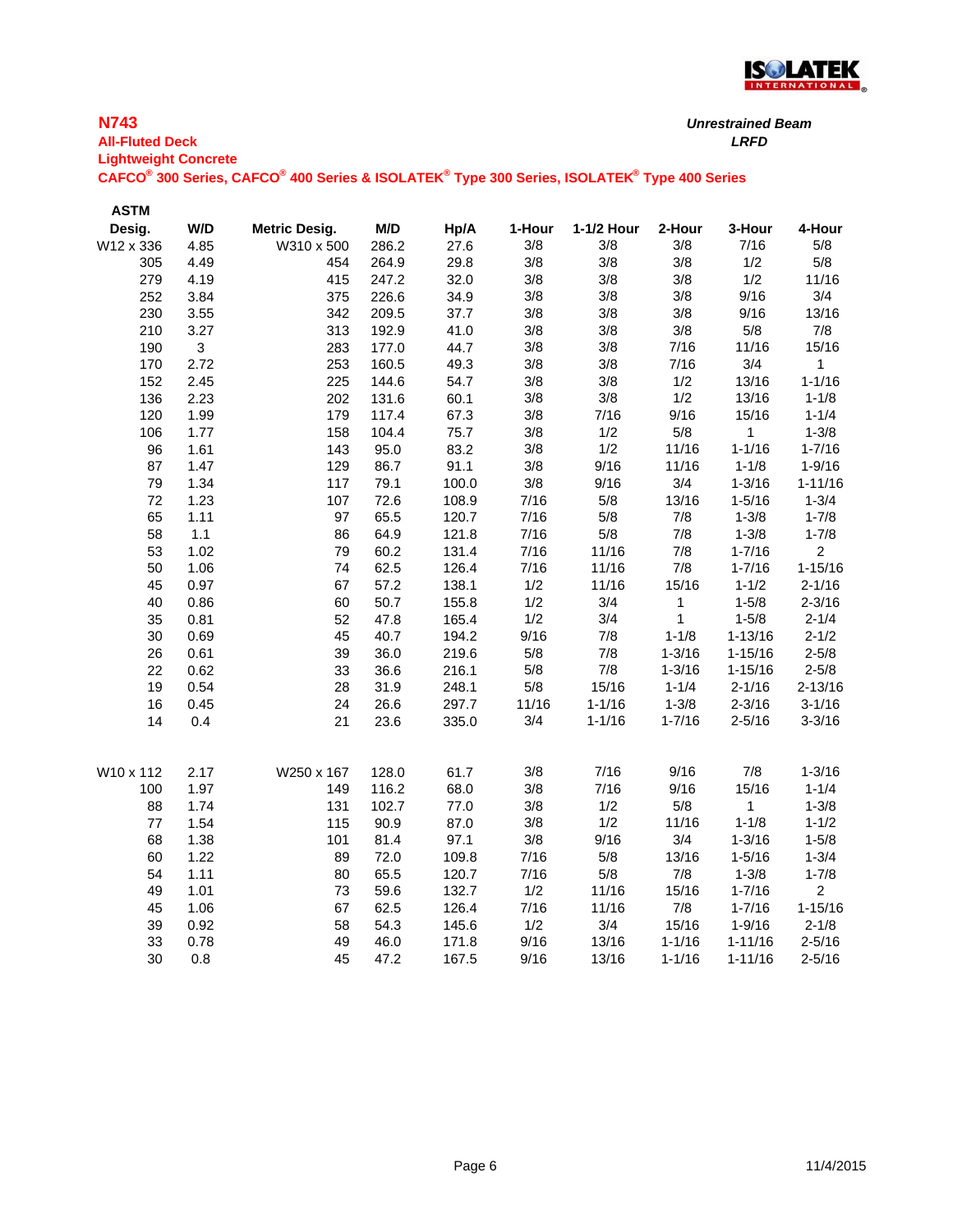## N743

**All-Fluted Deck**
**Lightweight Concrete**
**CAFCO® 300 Series, CAFCO® 400 Series & ISOLATEK® Type 300 Series, ISOLATEK® Type 400 Series**

***Unrestrained Beam***
***LRFD***

| ASTM Desig. | W/D | Metric Desig. | M/D | Hp/A | 1-Hour | 1-1/2 Hour | 2-Hour | 3-Hour | 4-Hour |
|---|---|---|---|---|---|---|---|---|---|
| W12 x 336 | 4.85 | W310 x 500 | 286.2 | 27.6 | 3/8 | 3/8 | 3/8 | 7/16 | 5/8 |
| 305 | 4.49 | 454 | 264.9 | 29.8 | 3/8 | 3/8 | 3/8 | 1/2 | 5/8 |
| 279 | 4.19 | 415 | 247.2 | 32.0 | 3/8 | 3/8 | 3/8 | 1/2 | 11/16 |
| 252 | 3.84 | 375 | 226.6 | 34.9 | 3/8 | 3/8 | 3/8 | 9/16 | 3/4 |
| 230 | 3.55 | 342 | 209.5 | 37.7 | 3/8 | 3/8 | 3/8 | 9/16 | 13/16 |
| 210 | 3.27 | 313 | 192.9 | 41.0 | 3/8 | 3/8 | 3/8 | 5/8 | 7/8 |
| 190 | 3 | 283 | 177.0 | 44.7 | 3/8 | 3/8 | 7/16 | 11/16 | 15/16 |
| 170 | 2.72 | 253 | 160.5 | 49.3 | 3/8 | 3/8 | 7/16 | 3/4 | 1 |
| 152 | 2.45 | 225 | 144.6 | 54.7 | 3/8 | 3/8 | 1/2 | 13/16 | 1-1/16 |
| 136 | 2.23 | 202 | 131.6 | 60.1 | 3/8 | 3/8 | 1/2 | 13/16 | 1-1/8 |
| 120 | 1.99 | 179 | 117.4 | 67.3 | 3/8 | 7/16 | 9/16 | 15/16 | 1-1/4 |
| 106 | 1.77 | 158 | 104.4 | 75.7 | 3/8 | 1/2 | 5/8 | 1 | 1-3/8 |
| 96 | 1.61 | 143 | 95.0 | 83.2 | 3/8 | 1/2 | 11/16 | 1-1/16 | 1-7/16 |
| 87 | 1.47 | 129 | 86.7 | 91.1 | 3/8 | 9/16 | 11/16 | 1-1/8 | 1-9/16 |
| 79 | 1.34 | 117 | 79.1 | 100.0 | 3/8 | 9/16 | 3/4 | 1-3/16 | 1-11/16 |
| 72 | 1.23 | 107 | 72.6 | 108.9 | 7/16 | 5/8 | 13/16 | 1-5/16 | 1-3/4 |
| 65 | 1.11 | 97 | 65.5 | 120.7 | 7/16 | 5/8 | 7/8 | 1-3/8 | 1-7/8 |
| 58 | 1.1 | 86 | 64.9 | 121.8 | 7/16 | 5/8 | 7/8 | 1-3/8 | 1-7/8 |
| 53 | 1.02 | 79 | 60.2 | 131.4 | 7/16 | 11/16 | 7/8 | 1-7/16 | 2 |
| 50 | 1.06 | 74 | 62.5 | 126.4 | 7/16 | 11/16 | 7/8 | 1-7/16 | 1-15/16 |
| 45 | 0.97 | 67 | 57.2 | 138.1 | 1/2 | 11/16 | 15/16 | 1-1/2 | 2-1/16 |
| 40 | 0.86 | 60 | 50.7 | 155.8 | 1/2 | 3/4 | 1 | 1-5/8 | 2-3/16 |
| 35 | 0.81 | 52 | 47.8 | 165.4 | 1/2 | 3/4 | 1 | 1-5/8 | 2-1/4 |
| 30 | 0.69 | 45 | 40.7 | 194.2 | 9/16 | 7/8 | 1-1/8 | 1-13/16 | 2-1/2 |
| 26 | 0.61 | 39 | 36.0 | 219.6 | 5/8 | 7/8 | 1-3/16 | 1-15/16 | 2-5/8 |
| 22 | 0.62 | 33 | 36.6 | 216.1 | 5/8 | 7/8 | 1-3/16 | 1-15/16 | 2-5/8 |
| 19 | 0.54 | 28 | 31.9 | 248.1 | 5/8 | 15/16 | 1-1/4 | 2-1/16 | 2-13/16 |
| 16 | 0.45 | 24 | 26.6 | 297.7 | 11/16 | 1-1/16 | 1-3/8 | 2-3/16 | 3-1/16 |
| 14 | 0.4 | 21 | 23.6 | 335.0 | 3/4 | 1-1/16 | 1-7/16 | 2-5/16 | 3-3/16 |
| | | | | | | | | | |
| W10 x 112 | 2.17 | W250 x 167 | 128.0 | 61.7 | 3/8 | 7/16 | 9/16 | 7/8 | 1-3/16 |
| 100 | 1.97 | 149 | 116.2 | 68.0 | 3/8 | 7/16 | 9/16 | 15/16 | 1-1/4 |
| 88 | 1.74 | 131 | 102.7 | 77.0 | 3/8 | 1/2 | 5/8 | 1 | 1-3/8 |
| 77 | 1.54 | 115 | 90.9 | 87.0 | 3/8 | 1/2 | 11/16 | 1-1/8 | 1-1/2 |
| 68 | 1.38 | 101 | 81.4 | 97.1 | 3/8 | 9/16 | 3/4 | 1-3/16 | 1-5/8 |
| 60 | 1.22 | 89 | 72.0 | 109.8 | 7/16 | 5/8 | 13/16 | 1-5/16 | 1-3/4 |
| 54 | 1.11 | 80 | 65.5 | 120.7 | 7/16 | 5/8 | 7/8 | 1-3/8 | 1-7/8 |
| 49 | 1.01 | 73 | 59.6 | 132.7 | 1/2 | 11/16 | 15/16 | 1-7/16 | 2 |
| 45 | 1.06 | 67 | 62.5 | 126.4 | 7/16 | 11/16 | 7/8 | 1-7/16 | 1-15/16 |
| 39 | 0.92 | 58 | 54.3 | 145.6 | 1/2 | 3/4 | 15/16 | 1-9/16 | 2-1/8 |
| 33 | 0.78 | 49 | 46.0 | 171.8 | 9/16 | 13/16 | 1-1/16 | 1-11/16 | 2-5/16 |
| 30 | 0.8 | 45 | 47.2 | 167.5 | 9/16 | 13/16 | 1-1/16 | 1-11/16 | 2-5/16 |

11/4/2015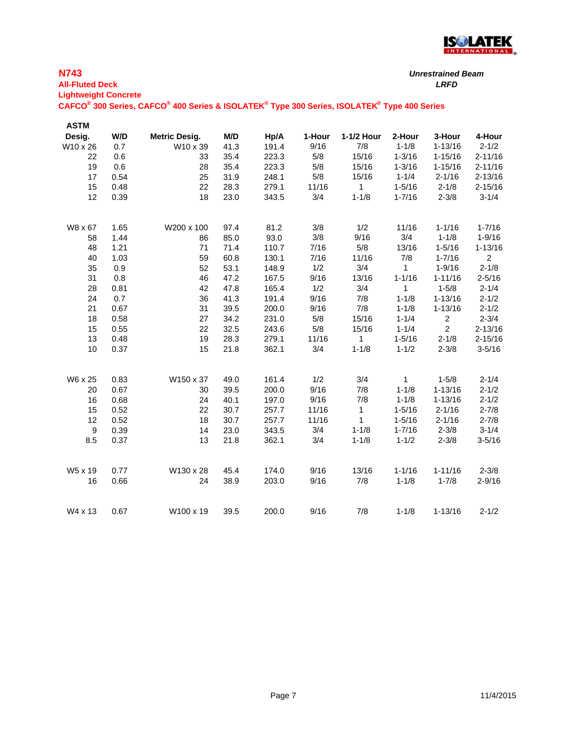## N743

**All-Fluted Deck**
**Lightweight Concrete**
**CAFCO® 300 Series, CAFCO® 400 Series & ISOLATEK® Type 300 Series, ISOLATEK® Type 400 Series**

***Unrestrained Beam***
***LRFD***

| ASTM Desig. | W/D | Metric Desig. | M/D | Hp/A | 1-Hour | 1-1/2 Hour | 2-Hour | 3-Hour | 4-Hour |
|---|---|---|---|---|---|---|---|---|---|
| W10 x 26 | 0.7 | W10 x 39 | 41.3 | 191.4 | 9/16 | 7/8 | 1-1/8 | 1-13/16 | 2-1/2 |
| 22 | 0.6 | 33 | 35.4 | 223.3 | 5/8 | 15/16 | 1-3/16 | 1-15/16 | 2-11/16 |
| 19 | 0.6 | 28 | 35.4 | 223.3 | 5/8 | 15/16 | 1-3/16 | 1-15/16 | 2-11/16 |
| 17 | 0.54 | 25 | 31.9 | 248.1 | 5/8 | 15/16 | 1-1/4 | 2-1/16 | 2-13/16 |
| 15 | 0.48 | 22 | 28.3 | 279.1 | 11/16 | 1 | 1-5/16 | 2-1/8 | 2-15/16 |
| 12 | 0.39 | 18 | 23.0 | 343.5 | 3/4 | 1-1/8 | 1-7/16 | 2-3/8 | 3-1/4 |
| | | | | | | | | | |
| W8 x 67 | 1.65 | W200 x 100 | 97.4 | 81.2 | 3/8 | 1/2 | 11/16 | 1-1/16 | 1-7/16 |
| 58 | 1.44 | 86 | 85.0 | 93.0 | 3/8 | 9/16 | 3/4 | 1-1/8 | 1-9/16 |
| 48 | 1.21 | 71 | 71.4 | 110.7 | 7/16 | 5/8 | 13/16 | 1-5/16 | 1-13/16 |
| 40 | 1.03 | 59 | 60.8 | 130.1 | 7/16 | 11/16 | 7/8 | 1-7/16 | 2 |
| 35 | 0.9 | 52 | 53.1 | 148.9 | 1/2 | 3/4 | 1 | 1-9/16 | 2-1/8 |
| 31 | 0.8 | 46 | 47.2 | 167.5 | 9/16 | 13/16 | 1-1/16 | 1-11/16 | 2-5/16 |
| 28 | 0.81 | 42 | 47.8 | 165.4 | 1/2 | 3/4 | 1 | 1-5/8 | 2-1/4 |
| 24 | 0.7 | 36 | 41.3 | 191.4 | 9/16 | 7/8 | 1-1/8 | 1-13/16 | 2-1/2 |
| 21 | 0.67 | 31 | 39.5 | 200.0 | 9/16 | 7/8 | 1-1/8 | 1-13/16 | 2-1/2 |
| 18 | 0.58 | 27 | 34.2 | 231.0 | 5/8 | 15/16 | 1-1/4 | 2 | 2-3/4 |
| 15 | 0.55 | 22 | 32.5 | 243.6 | 5/8 | 15/16 | 1-1/4 | 2 | 2-13/16 |
| 13 | 0.48 | 19 | 28.3 | 279.1 | 11/16 | 1 | 1-5/16 | 2-1/8 | 2-15/16 |
| 10 | 0.37 | 15 | 21.8 | 362.1 | 3/4 | 1-1/8 | 1-1/2 | 2-3/8 | 3-5/16 |
| | | | | | | | | | |
| W6 x 25 | 0.83 | W150 x 37 | 49.0 | 161.4 | 1/2 | 3/4 | 1 | 1-5/8 | 2-1/4 |
| 20 | 0.67 | 30 | 39.5 | 200.0 | 9/16 | 7/8 | 1-1/8 | 1-13/16 | 2-1/2 |
| 16 | 0.68 | 24 | 40.1 | 197.0 | 9/16 | 7/8 | 1-1/8 | 1-13/16 | 2-1/2 |
| 15 | 0.52 | 22 | 30.7 | 257.7 | 11/16 | 1 | 1-5/16 | 2-1/16 | 2-7/8 |
| 12 | 0.52 | 18 | 30.7 | 257.7 | 11/16 | 1 | 1-5/16 | 2-1/16 | 2-7/8 |
| 9 | 0.39 | 14 | 23.0 | 343.5 | 3/4 | 1-1/8 | 1-7/16 | 2-3/8 | 3-1/4 |
| 8.5 | 0.37 | 13 | 21.8 | 362.1 | 3/4 | 1-1/8 | 1-1/2 | 2-3/8 | 3-5/16 |
| | | | | | | | | | |
| W5 x 19 | 0.77 | W130 x 28 | 45.4 | 174.0 | 9/16 | 13/16 | 1-1/16 | 1-11/16 | 2-3/8 |
| 16 | 0.66 | 24 | 38.9 | 203.0 | 9/16 | 7/8 | 1-1/8 | 1-7/8 | 2-9/16 |
| | | | | | | | | | |
| W4 x 13 | 0.67 | W100 x 19 | 39.5 | 200.0 | 9/16 | 7/8 | 1-1/8 | 1-13/16 | 2-1/2 |

11/4/2015